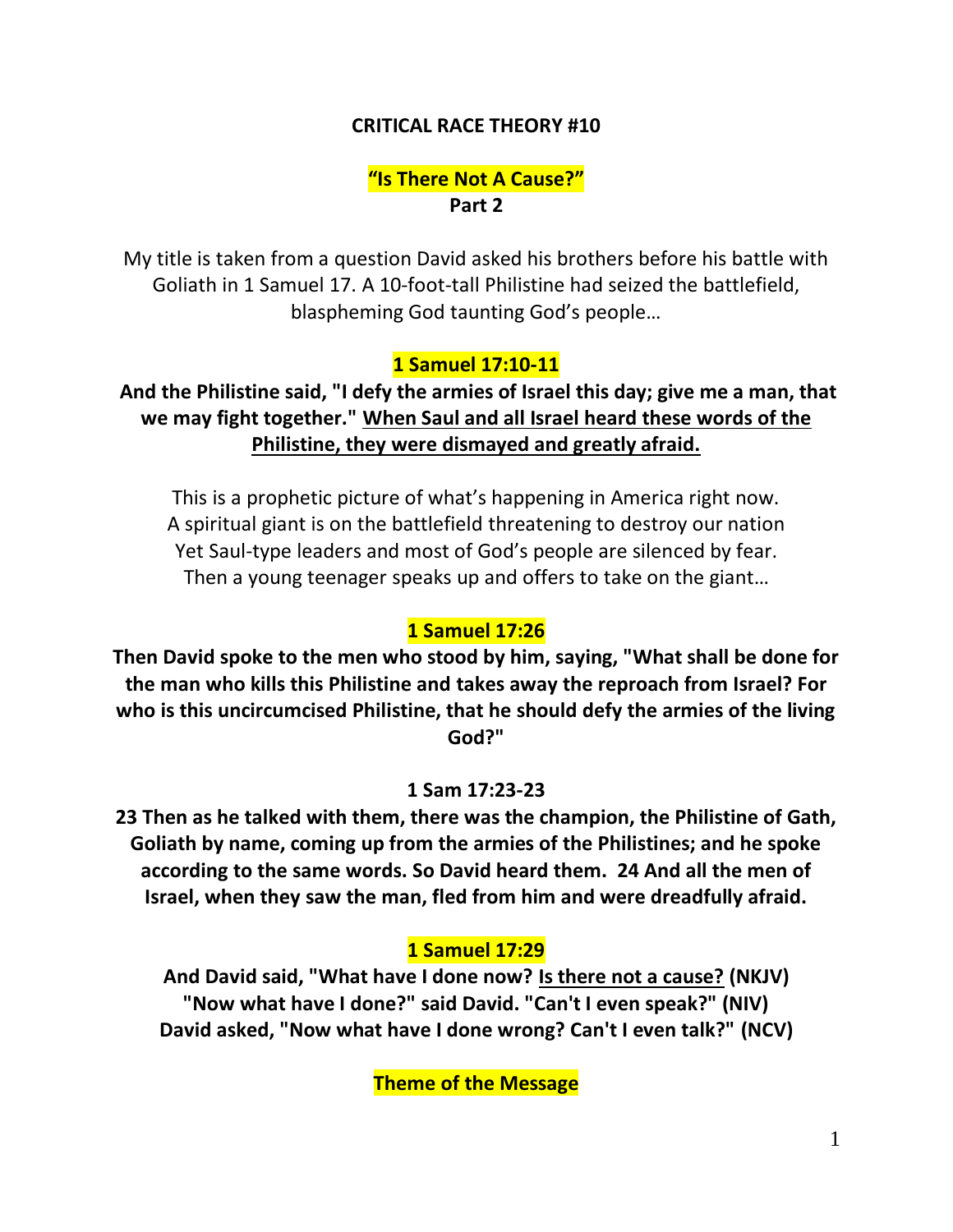# CRITICAL RACE THEORY #10

## "Is There Not A Cause?"
**Part 2**

My title is taken from a question David asked his brothers before his battle with Goliath in 1 Samuel 17. A 10-foot-tall Philistine had seized the battlefield, blaspheming God taunting God's people…

**1 Samuel 17:10-11**

**And the Philistine said, "I defy the armies of Israel this day; give me a man, that we may fight together." <u>When Saul and all Israel heard these words of the Philistine, they were dismayed and greatly afraid.</u>**

This is a prophetic picture of what's happening in America right now.
A spiritual giant is on the battlefield threatening to destroy our nation
Yet Saul-type leaders and most of God's people are silenced by fear.
Then a young teenager speaks up and offers to take on the giant…

**1 Samuel 17:26**

**Then David spoke to the men who stood by him, saying, "What shall be done for the man who kills this Philistine and takes away the reproach from Israel? For who is this uncircumcised Philistine, that he should defy the armies of the living God?"**

**1 Sam 17:23-23**

**23 Then as he talked with them, there was the champion, the Philistine of Gath, Goliath by name, coming up from the armies of the Philistines; and he spoke according to the same words. So David heard them. 24 And all the men of Israel, when they saw the man, fled from him and were dreadfully afraid.**

**1 Samuel 17:29**

**And David said, "What have I done now? <u>Is there not a cause?</u> (NKJV)**
**"Now what have I done?" said David. "Can't I even speak?" (NIV)**
**David asked, "Now what have I done wrong? Can't I even talk?" (NCV)**

**Theme of the Message**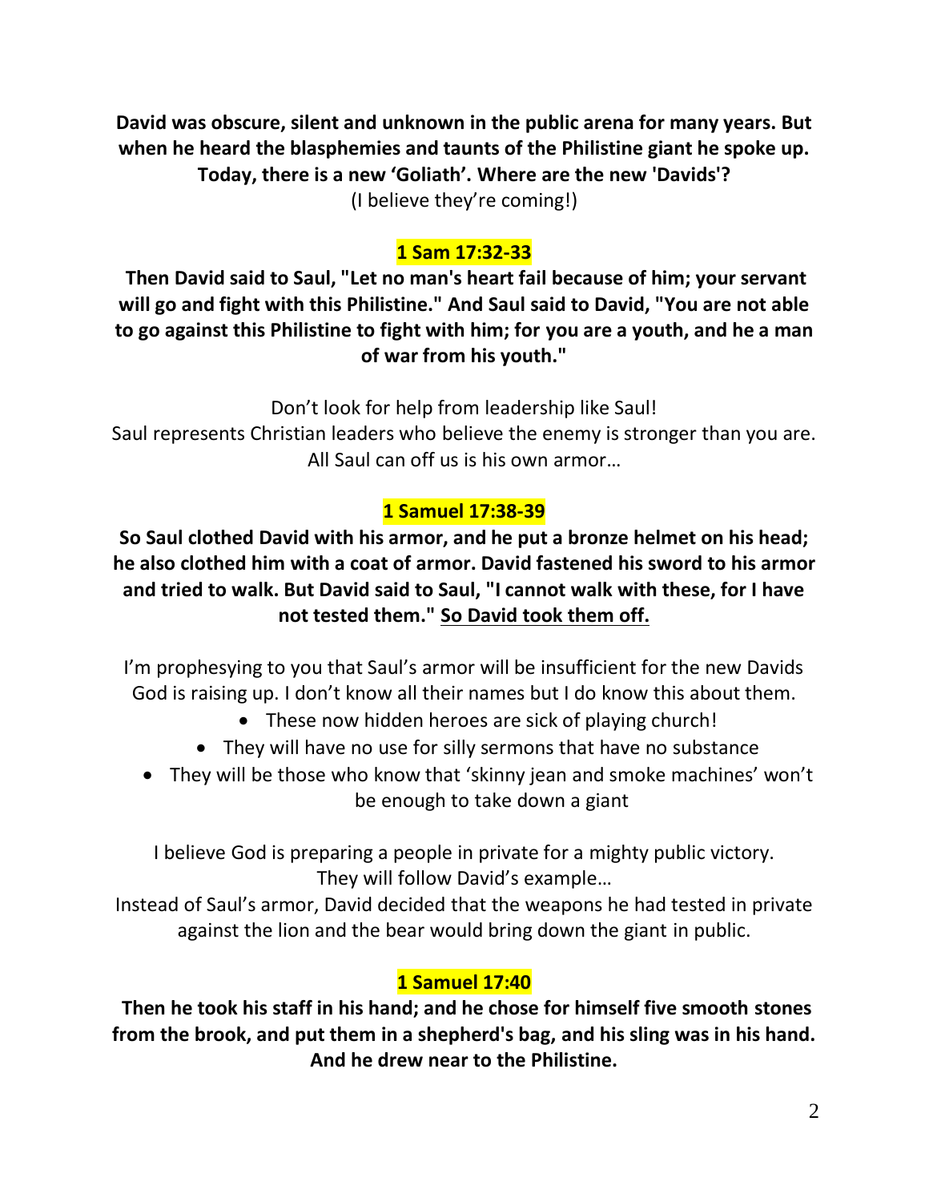**David was obscure, silent and unknown in the public arena for many years. But when he heard the blasphemies and taunts of the Philistine giant he spoke up. Today, there is a new 'Goliath'. Where are the new 'Davids'?**

(I believe they're coming!)

**1 Sam 17:32-33**

**Then David said to Saul, "Let no man's heart fail because of him; your servant will go and fight with this Philistine." And Saul said to David, "You are not able to go against this Philistine to fight with him; for you are a youth, and he a man of war from his youth."**

Don't look for help from leadership like Saul!

Saul represents Christian leaders who believe the enemy is stronger than you are. All Saul can off us is his own armor…

**1 Samuel 17:38-39**

**So Saul clothed David with his armor, and he put a bronze helmet on his head; he also clothed him with a coat of armor. David fastened his sword to his armor and tried to walk. But David said to Saul, "I cannot walk with these, for I have not tested them." <u>So David took them off.</u>**

I'm prophesying to you that Saul's armor will be insufficient for the new Davids God is raising up. I don't know all their names but I do know this about them.

- These now hidden heroes are sick of playing church!
- They will have no use for silly sermons that have no substance
- They will be those who know that 'skinny jean and smoke machines' won't be enough to take down a giant

I believe God is preparing a people in private for a mighty public victory. They will follow David's example…

Instead of Saul's armor, David decided that the weapons he had tested in private against the lion and the bear would bring down the giant in public.

**1 Samuel 17:40**

**Then he took his staff in his hand; and he chose for himself five smooth stones from the brook, and put them in a shepherd's bag, and his sling was in his hand. And he drew near to the Philistine.**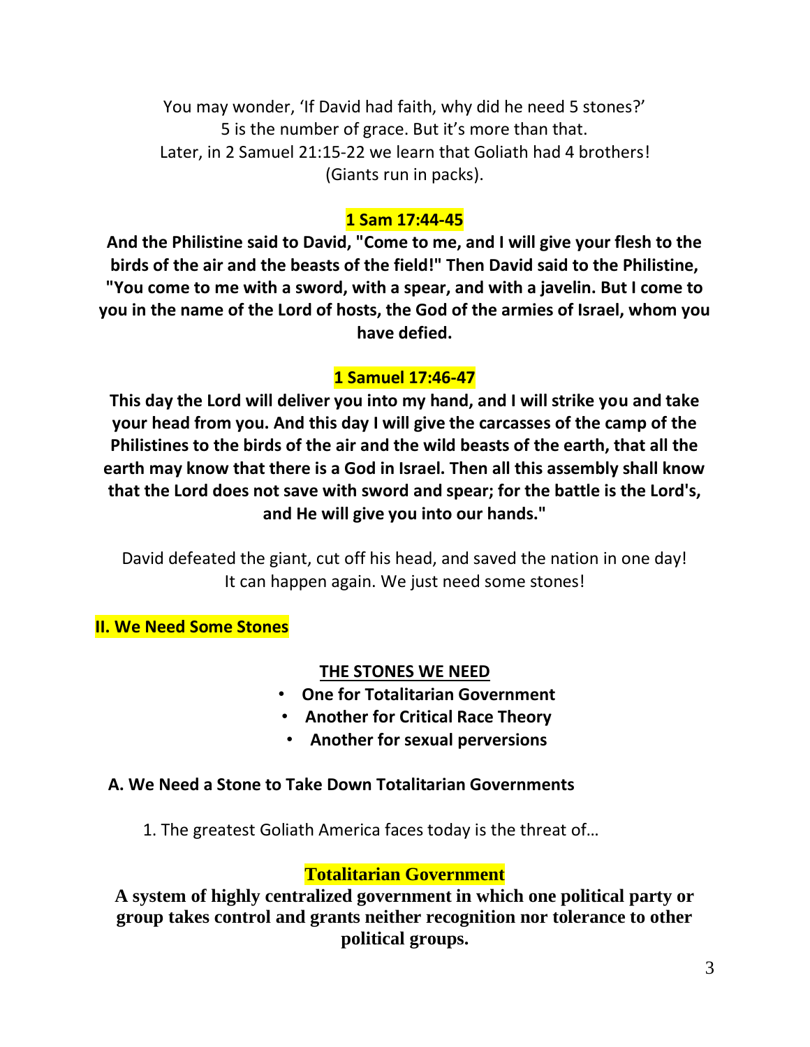You may wonder, 'If David had faith, why did he need 5 stones?'
5 is the number of grace. But it's more than that.
Later, in 2 Samuel 21:15-22 we learn that Goliath had 4 brothers!
(Giants run in packs).

**1 Sam 17:44-45**

**And the Philistine said to David, "Come to me, and I will give your flesh to the birds of the air and the beasts of the field!" Then David said to the Philistine, "You come to me with a sword, with a spear, and with a javelin. But I come to you in the name of the Lord of hosts, the God of the armies of Israel, whom you have defied.**

**1 Samuel 17:46-47**

**This day the Lord will deliver you into my hand, and I will strike you and take your head from you. And this day I will give the carcasses of the camp of the Philistines to the birds of the air and the wild beasts of the earth, that all the earth may know that there is a God in Israel. Then all this assembly shall know that the Lord does not save with sword and spear; for the battle is the Lord's, and He will give you into our hands."**

David defeated the giant, cut off his head, and saved the nation in one day!
It can happen again. We just need some stones!

## II. We Need Some Stones

**<u>THE STONES WE NEED</u>**

- **One for Totalitarian Government**
- **Another for Critical Race Theory**
- **Another for sexual perversions**

### A. We Need a Stone to Take Down Totalitarian Governments

1. The greatest Goliath America faces today is the threat of…

**Totalitarian Government**

**A system of highly centralized government in which one political party or group takes control and grants neither recognition nor tolerance to other political groups.**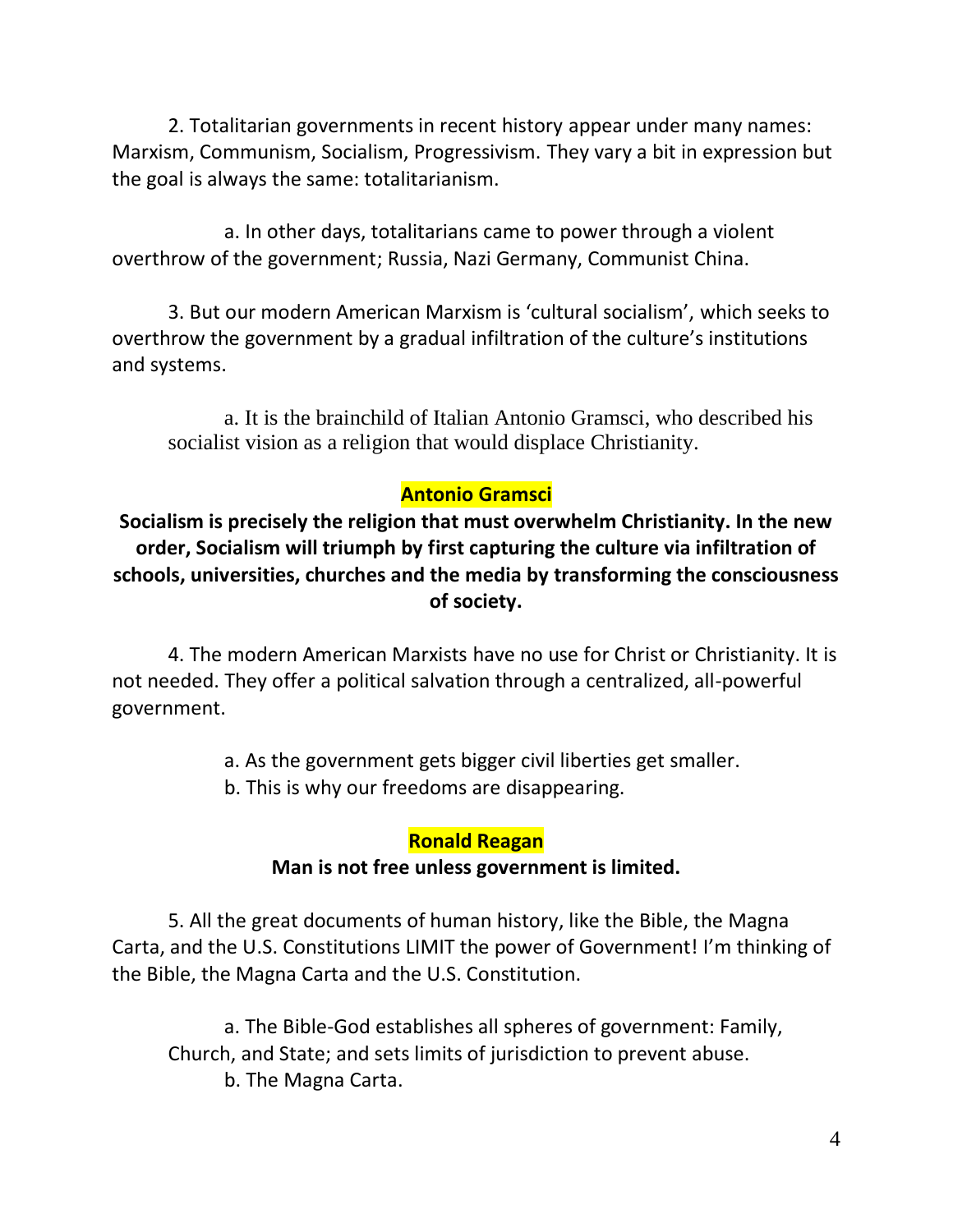2. Totalitarian governments in recent history appear under many names: Marxism, Communism, Socialism, Progressivism. They vary a bit in expression but the goal is always the same: totalitarianism.

a. In other days, totalitarians came to power through a violent overthrow of the government; Russia, Nazi Germany, Communist China.

3. But our modern American Marxism is 'cultural socialism', which seeks to overthrow the government by a gradual infiltration of the culture's institutions and systems.

a. It is the brainchild of Italian Antonio Gramsci, who described his socialist vision as a religion that would displace Christianity.

**Antonio Gramsci**

**Socialism is precisely the religion that must overwhelm Christianity. In the new order, Socialism will triumph by first capturing the culture via infiltration of schools, universities, churches and the media by transforming the consciousness of society.**

4. The modern American Marxists have no use for Christ or Christianity. It is not needed. They offer a political salvation through a centralized, all-powerful government.

a. As the government gets bigger civil liberties get smaller.
b. This is why our freedoms are disappearing.

**Ronald Reagan**

**Man is not free unless government is limited.**

5. All the great documents of human history, like the Bible, the Magna Carta, and the U.S. Constitutions LIMIT the power of Government! I'm thinking of the Bible, the Magna Carta and the U.S. Constitution.

a. The Bible-God establishes all spheres of government: Family, Church, and State; and sets limits of jurisdiction to prevent abuse.
b. The Magna Carta.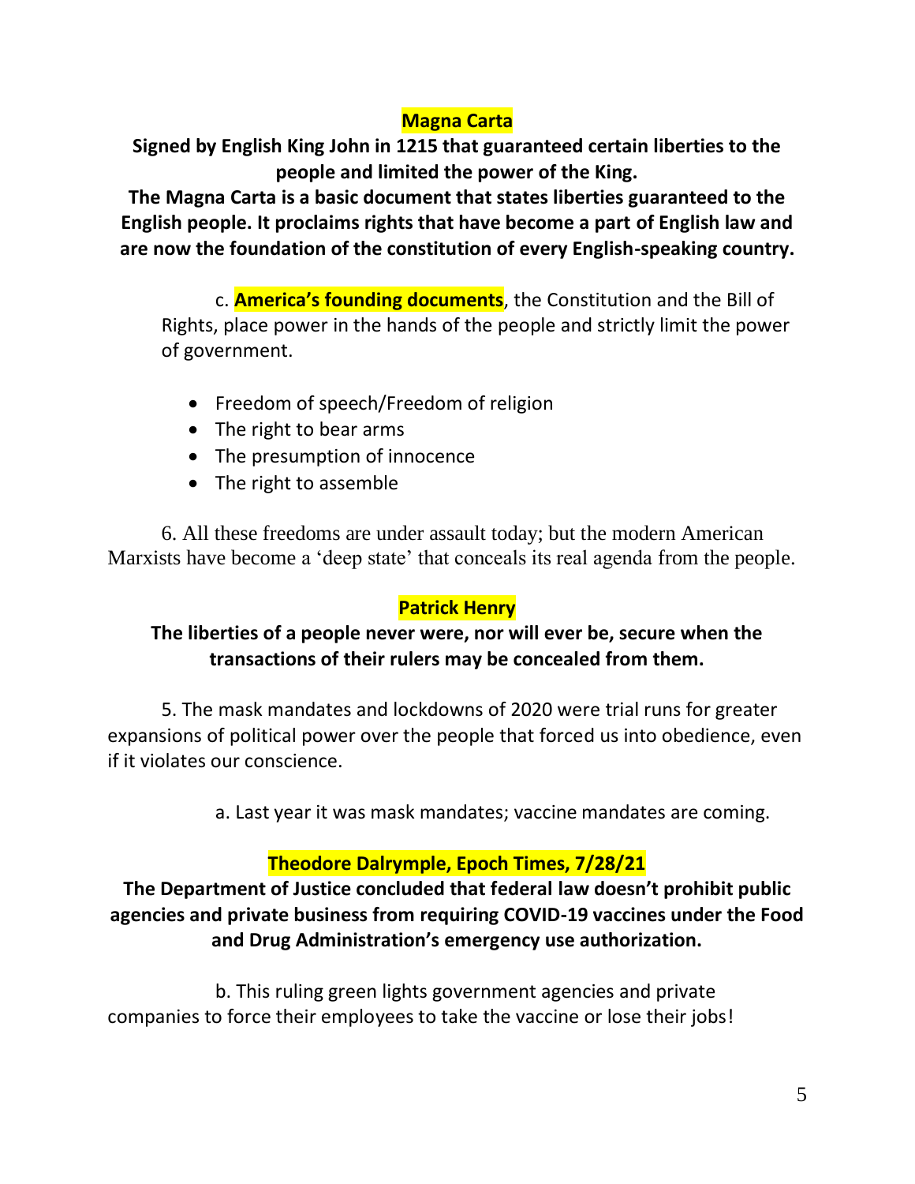**Magna Carta**

**Signed by English King John in 1215 that guaranteed certain liberties to the people and limited the power of the King.**

**The Magna Carta is a basic document that states liberties guaranteed to the English people. It proclaims rights that have become a part of English law and are now the foundation of the constitution of every English-speaking country.**

c. **America's founding documents**, the Constitution and the Bill of Rights, place power in the hands of the people and strictly limit the power of government.

- Freedom of speech/Freedom of religion
- The right to bear arms
- The presumption of innocence
- The right to assemble

6. All these freedoms are under assault today; but the modern American Marxists have become a 'deep state' that conceals its real agenda from the people.

**Patrick Henry**

**The liberties of a people never were, nor will ever be, secure when the transactions of their rulers may be concealed from them.**

5. The mask mandates and lockdowns of 2020 were trial runs for greater expansions of political power over the people that forced us into obedience, even if it violates our conscience.

a. Last year it was mask mandates; vaccine mandates are coming.

**Theodore Dalrymple, Epoch Times, 7/28/21**

**The Department of Justice concluded that federal law doesn't prohibit public agencies and private business from requiring COVID-19 vaccines under the Food and Drug Administration's emergency use authorization.**

b. This ruling green lights government agencies and private companies to force their employees to take the vaccine or lose their jobs!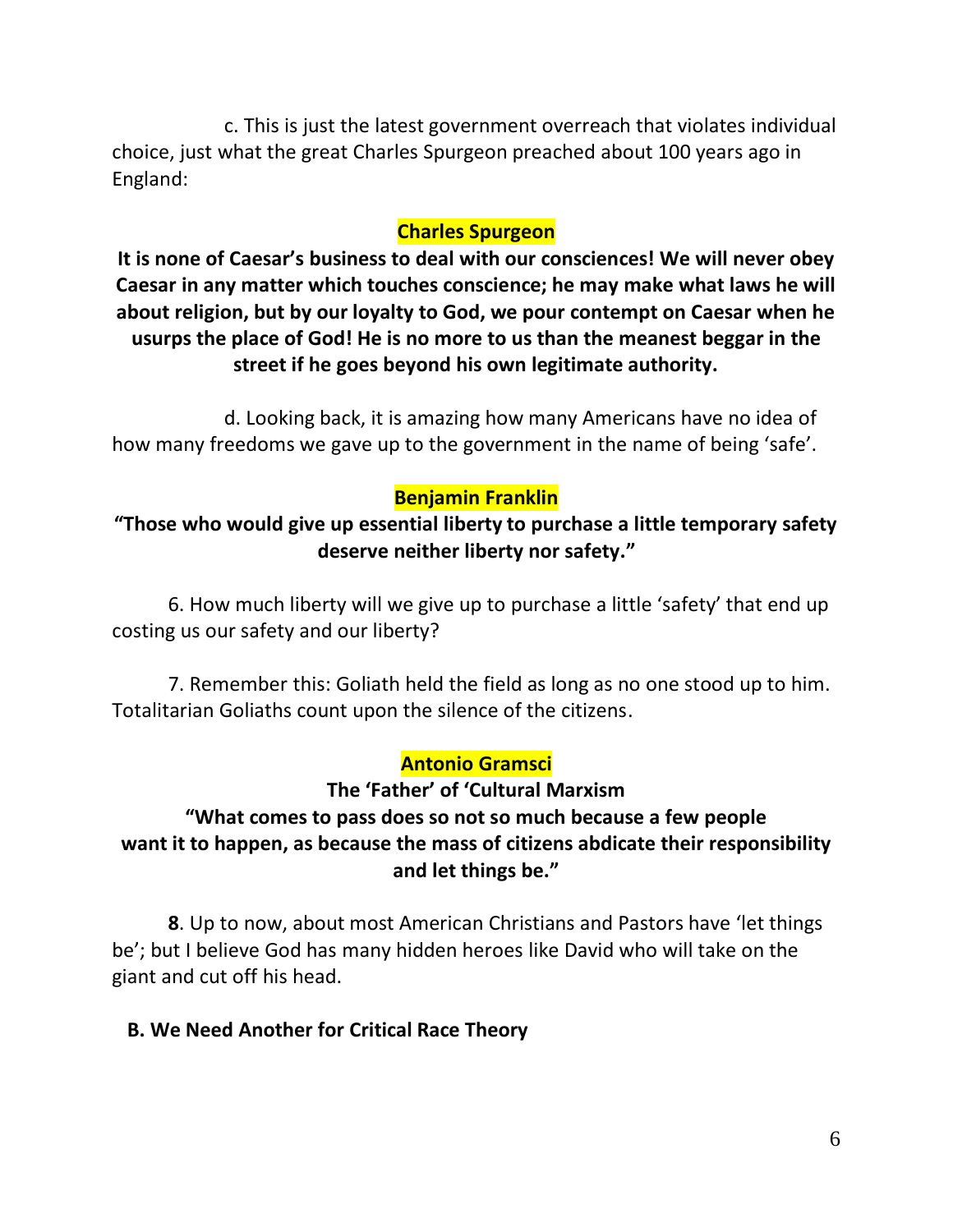c. This is just the latest government overreach that violates individual choice, just what the great Charles Spurgeon preached about 100 years ago in England:

**Charles Spurgeon**

**It is none of Caesar's business to deal with our consciences! We will never obey Caesar in any matter which touches conscience; he may make what laws he will about religion, but by our loyalty to God, we pour contempt on Caesar when he usurps the place of God! He is no more to us than the meanest beggar in the street if he goes beyond his own legitimate authority.**

d. Looking back, it is amazing how many Americans have no idea of how many freedoms we gave up to the government in the name of being 'safe'.

**Benjamin Franklin**

**"Those who would give up essential liberty to purchase a little temporary safety deserve neither liberty nor safety."**

6. How much liberty will we give up to purchase a little 'safety' that end up costing us our safety and our liberty?

7. Remember this: Goliath held the field as long as no one stood up to him. Totalitarian Goliaths count upon the silence of the citizens.

**Antonio Gramsci**

**The 'Father' of 'Cultural Marxism**

**"What comes to pass does so not so much because a few people want it to happen, as because the mass of citizens abdicate their responsibility and let things be."**

**8**. Up to now, about most American Christians and Pastors have 'let things be'; but I believe God has many hidden heroes like David who will take on the giant and cut off his head.

**B. We Need Another for Critical Race Theory**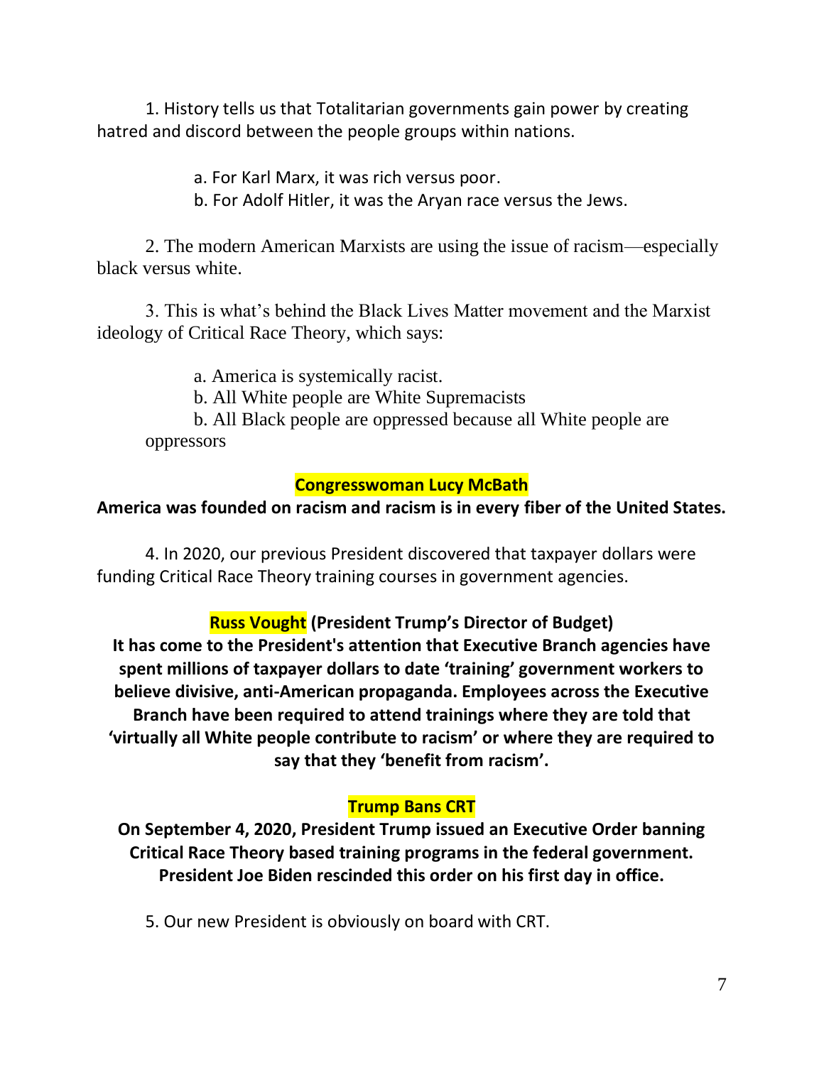1. History tells us that Totalitarian governments gain power by creating hatred and discord between the people groups within nations.

    a. For Karl Marx, it was rich versus poor.
    b. For Adolf Hitler, it was the Aryan race versus the Jews.

2. The modern American Marxists are using the issue of racism—especially black versus white.

3. This is what's behind the Black Lives Matter movement and the Marxist ideology of Critical Race Theory, which says:

    a. America is systemically racist.
    b. All White people are White Supremacists
    b. All Black people are oppressed because all White people are oppressors

**Congresswoman Lucy McBath**

**America was founded on racism and racism is in every fiber of the United States.**

4. In 2020, our previous President discovered that taxpayer dollars were funding Critical Race Theory training courses in government agencies.

**Russ Vought (President Trump's Director of Budget)**

**It has come to the President's attention that Executive Branch agencies have spent millions of taxpayer dollars to date 'training' government workers to believe divisive, anti-American propaganda. Employees across the Executive Branch have been required to attend trainings where they are told that 'virtually all White people contribute to racism' or where they are required to say that they 'benefit from racism'.**

**Trump Bans CRT**

**On September 4, 2020, President Trump issued an Executive Order banning Critical Race Theory based training programs in the federal government. President Joe Biden rescinded this order on his first day in office.**

5. Our new President is obviously on board with CRT.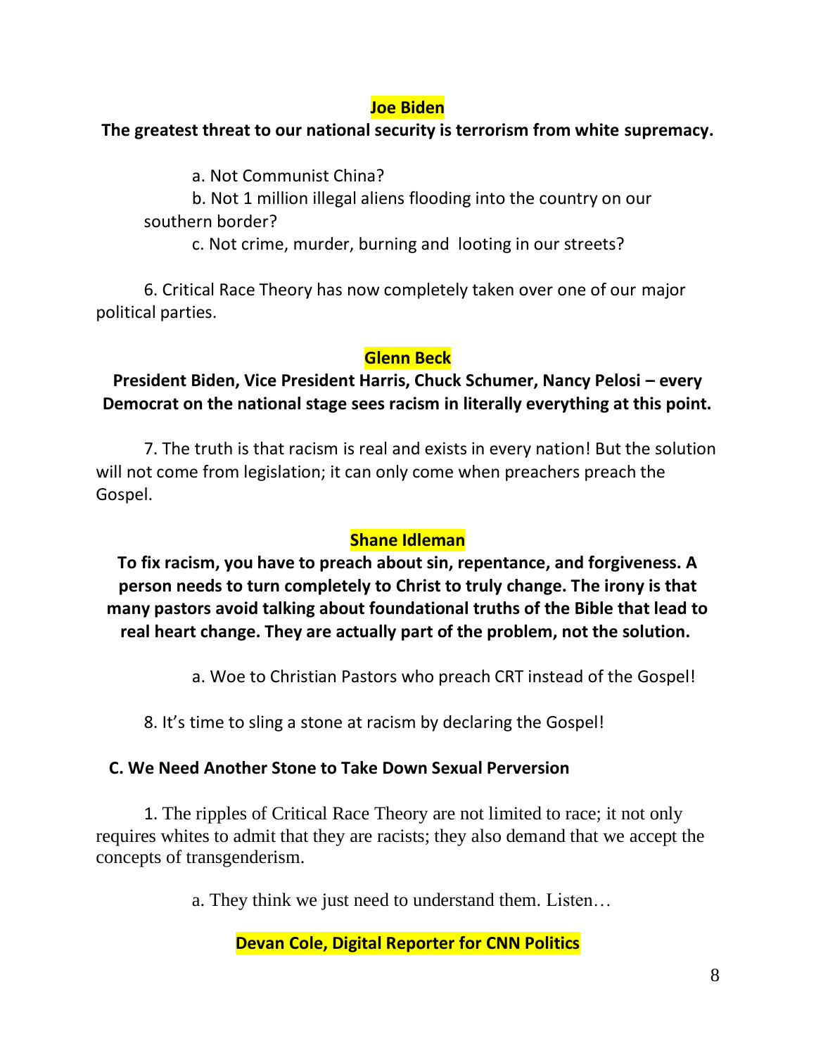**Joe Biden**

**The greatest threat to our national security is terrorism from white supremacy.**

a. Not Communist China?

b. Not 1 million illegal aliens flooding into the country on our southern border?

c. Not crime, murder, burning and looting in our streets?

6. Critical Race Theory has now completely taken over one of our major political parties.

**Glenn Beck**

**President Biden, Vice President Harris, Chuck Schumer, Nancy Pelosi – every Democrat on the national stage sees racism in literally everything at this point.**

7. The truth is that racism is real and exists in every nation! But the solution will not come from legislation; it can only come when preachers preach the Gospel.

**Shane Idleman**

**To fix racism, you have to preach about sin, repentance, and forgiveness. A person needs to turn completely to Christ to truly change. The irony is that many pastors avoid talking about foundational truths of the Bible that lead to real heart change. They are actually part of the problem, not the solution.**

a. Woe to Christian Pastors who preach CRT instead of the Gospel!

8. It's time to sling a stone at racism by declaring the Gospel!

**C. We Need Another Stone to Take Down Sexual Perversion**

1. The ripples of Critical Race Theory are not limited to race; it not only requires whites to admit that they are racists; they also demand that we accept the concepts of transgenderism.

a. They think we just need to understand them. Listen…

**Devan Cole, Digital Reporter for CNN Politics**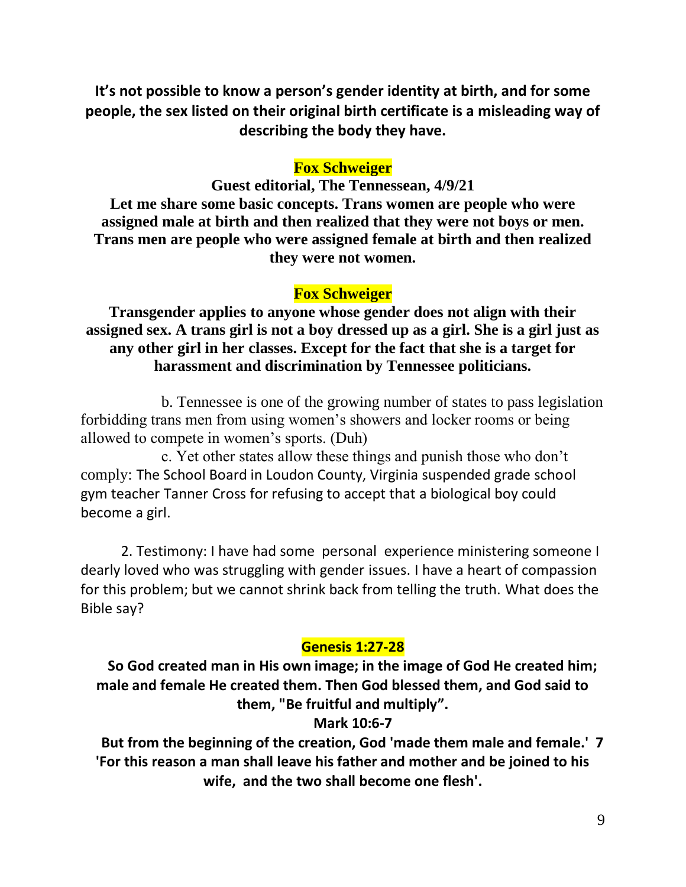**It's not possible to know a person's gender identity at birth, and for some people, the sex listed on their original birth certificate is a misleading way of describing the body they have.**

**Fox Schweiger**

**Guest editorial, The Tennessean, 4/9/21**

**Let me share some basic concepts. Trans women are people who were assigned male at birth and then realized that they were not boys or men. Trans men are people who were assigned female at birth and then realized they were not women.**

**Fox Schweiger**

**Transgender applies to anyone whose gender does not align with their assigned sex. A trans girl is not a boy dressed up as a girl. She is a girl just as any other girl in her classes. Except for the fact that she is a target for harassment and discrimination by Tennessee politicians.**

b. Tennessee is one of the growing number of states to pass legislation forbidding trans men from using women's showers and locker rooms or being allowed to compete in women's sports. (Duh)

c. Yet other states allow these things and punish those who don't comply: The School Board in Loudon County, Virginia suspended grade school gym teacher Tanner Cross for refusing to accept that a biological boy could become a girl.

2. Testimony: I have had some personal experience ministering someone I dearly loved who was struggling with gender issues. I have a heart of compassion for this problem; but we cannot shrink back from telling the truth. What does the Bible say?

**Genesis 1:27-28**

**So God created man in His own image; in the image of God He created him; male and female He created them. Then God blessed them, and God said to them, "Be fruitful and multiply".**

**Mark 10:6-7**

**But from the beginning of the creation, God 'made them male and female.' 7 'For this reason a man shall leave his father and mother and be joined to his wife, and the two shall become one flesh'.**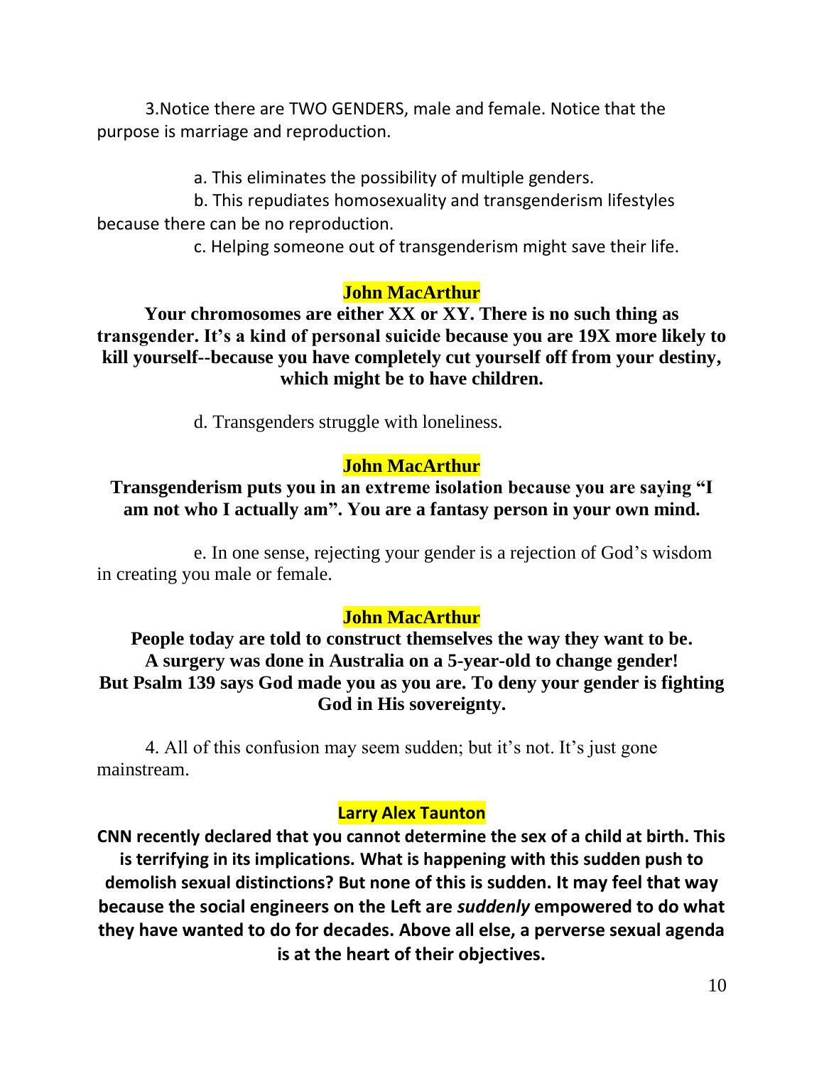3.Notice there are TWO GENDERS, male and female. Notice that the purpose is marriage and reproduction.

a. This eliminates the possibility of multiple genders.

b. This repudiates homosexuality and transgenderism lifestyles because there can be no reproduction.

c. Helping someone out of transgenderism might save their life.

**John MacArthur**

**Your chromosomes are either XX or XY. There is no such thing as transgender. It's a kind of personal suicide because you are 19X more likely to kill yourself--because you have completely cut yourself off from your destiny, which might be to have children.**

d. Transgenders struggle with loneliness.

**John MacArthur**

**Transgenderism puts you in an extreme isolation because you are saying "I am not who I actually am". You are a fantasy person in your own mind.**

e. In one sense, rejecting your gender is a rejection of God's wisdom in creating you male or female.

**John MacArthur**

**People today are told to construct themselves the way they want to be. A surgery was done in Australia on a 5-year-old to change gender! But Psalm 139 says God made you as you are. To deny your gender is fighting God in His sovereignty.**

4. All of this confusion may seem sudden; but it's not. It's just gone mainstream.

**Larry Alex Taunton**

**CNN recently declared that you cannot determine the sex of a child at birth. This is terrifying in its implications. What is happening with this sudden push to demolish sexual distinctions? But none of this is sudden. It may feel that way because the social engineers on the Left are *suddenly* empowered to do what they have wanted to do for decades. Above all else, a perverse sexual agenda is at the heart of their objectives.**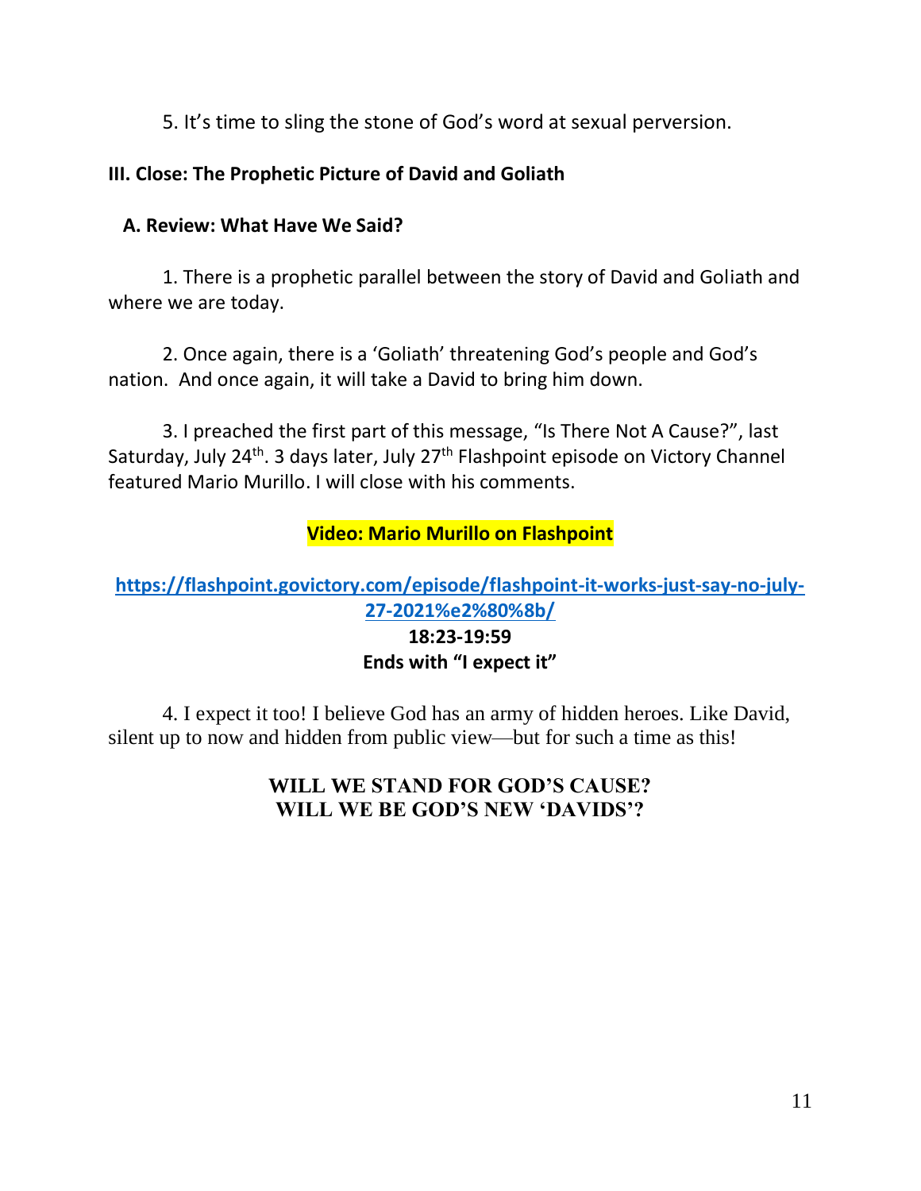5. It's time to sling the stone of God's word at sexual perversion.

**III. Close: The Prophetic Picture of David and Goliath**

**A. Review: What Have We Said?**

1. There is a prophetic parallel between the story of David and Goliath and where we are today.

2. Once again, there is a 'Goliath' threatening God's people and God's nation. And once again, it will take a David to bring him down.

3. I preached the first part of this message, "Is There Not A Cause?", last Saturday, July 24th. 3 days later, July 27th Flashpoint episode on Victory Channel featured Mario Murillo. I will close with his comments.

**Video: Mario Murillo on Flashpoint**

**https://flashpoint.govictory.com/episode/flashpoint-it-works-just-say-no-july-27-2021%e2%80%8b/**
**18:23-19:59**
**Ends with "I expect it"**

4. I expect it too! I believe God has an army of hidden heroes. Like David, silent up to now and hidden from public view—but for such a time as this!

**WILL WE STAND FOR GOD'S CAUSE?**
**WILL WE BE GOD'S NEW 'DAVIDS'?**